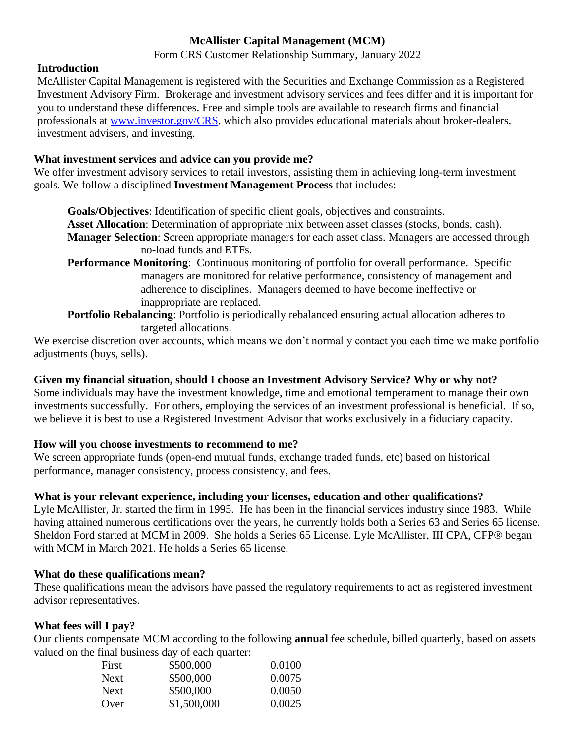# McAllister Capital Management (MCM)

Form CRS Customer Relationship Summary, January 2022

## Introduction

McAllister Capital Management is registered with the Securities and Exchange Commission as a Registered Investment Advisory Firm. Brokerage and investment advisory services and fees differ and it is important for you to understand these differences. Free and simple tools are available to research firms and financial professionals at www.investor.gov/CRS, which also provides educational materials about broker-dealers, investment advisers, and investing.

## What investment services and advice can you provide me?

We offer investment advisory services to retail investors, assisting them in achieving long-term investment goals. We follow a disciplined **Investment Management Process** that includes:

- **Goals/Objectives**: Identification of specific client goals, objectives and constraints.
- **Asset Allocation**: Determination of appropriate mix between asset classes (stocks, bonds, cash).
- **Manager Selection**: Screen appropriate managers for each asset class. Managers are accessed through no-load funds and ETFs.
- **Performance Monitoring**: Continuous monitoring of portfolio for overall performance. Specific managers are monitored for relative performance, consistency of management and adherence to disciplines. Managers deemed to have become ineffective or inappropriate are replaced.
- **Portfolio Rebalancing**: Portfolio is periodically rebalanced ensuring actual allocation adheres to targeted allocations.

We exercise discretion over accounts, which means we don't normally contact you each time we make portfolio adjustments (buys, sells).

## Given my financial situation, should I choose an Investment Advisory Service? Why or why not?

Some individuals may have the investment knowledge, time and emotional temperament to manage their own investments successfully. For others, employing the services of an investment professional is beneficial. If so, we believe it is best to use a Registered Investment Advisor that works exclusively in a fiduciary capacity.

## How will you choose investments to recommend to me?

We screen appropriate funds (open-end mutual funds, exchange traded funds, etc) based on historical performance, manager consistency, process consistency, and fees.

## What is your relevant experience, including your licenses, education and other qualifications?

Lyle McAllister, Jr. started the firm in 1995. He has been in the financial services industry since 1983. While having attained numerous certifications over the years, he currently holds both a Series 63 and Series 65 license. Sheldon Ford started at MCM in 2009. She holds a Series 65 License. Lyle McAllister, III CPA, CFP® began with MCM in March 2021. He holds a Series 65 license.

## What do these qualifications mean?

These qualifications mean the advisors have passed the regulatory requirements to act as registered investment advisor representatives.

## What fees will I pay?

Our clients compensate MCM according to the following **annual** fee schedule, billed quarterly, based on assets valued on the final business day of each quarter:

| | | |
|---|---|---|
| First | \$500,000 | 0.0100 |
| Next | \$500,000 | 0.0075 |
| Next | \$500,000 | 0.0050 |
| Over | \$1,500,000 | 0.0025 |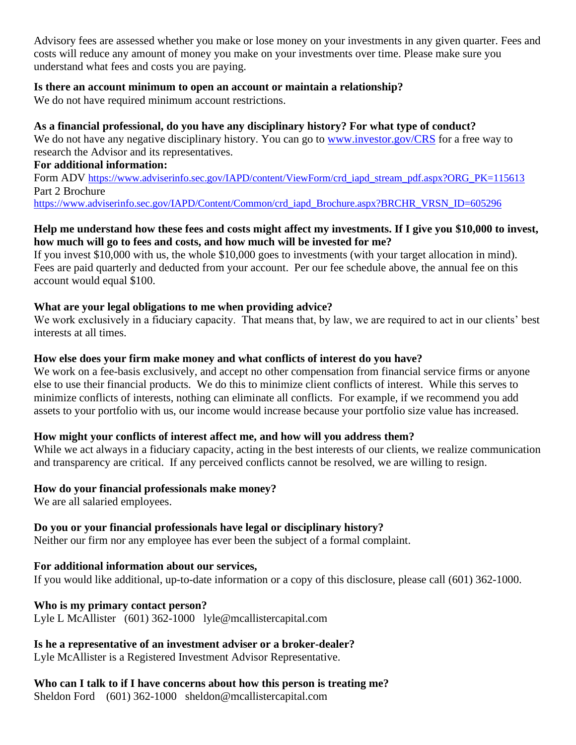Advisory fees are assessed whether you make or lose money on your investments in any given quarter. Fees and costs will reduce any amount of money you make on your investments over time. Please make sure you understand what fees and costs you are paying.

**Is there an account minimum to open an account or maintain a relationship?**
We do not have required minimum account restrictions.

**As a financial professional, do you have any disciplinary history? For what type of conduct?**
We do not have any negative disciplinary history. You can go to [www.investor.gov/CRS](www.investor.gov/CRS) for a free way to research the Advisor and its representatives.

**For additional information:**
Form ADV [https://www.adviserinfo.sec.gov/IAPD/content/ViewForm/crd_iapd_stream_pdf.aspx?ORG_PK=115613](https://www.adviserinfo.sec.gov/IAPD/content/ViewForm/crd_iapd_stream_pdf.aspx?ORG_PK=115613)
Part 2 Brochure
[https://www.adviserinfo.sec.gov/IAPD/Content/Common/crd_iapd_Brochure.aspx?BRCHR_VRSN_ID=605296](https://www.adviserinfo.sec.gov/IAPD/Content/Common/crd_iapd_Brochure.aspx?BRCHR_VRSN_ID=605296)

**Help me understand how these fees and costs might affect my investments. If I give you $10,000 to invest, how much will go to fees and costs, and how much will be invested for me?**
If you invest $10,000 with us, the whole $10,000 goes to investments (with your target allocation in mind). Fees are paid quarterly and deducted from your account. Per our fee schedule above, the annual fee on this account would equal $100.

**What are your legal obligations to me when providing advice?**
We work exclusively in a fiduciary capacity. That means that, by law, we are required to act in our clients' best interests at all times.

**How else does your firm make money and what conflicts of interest do you have?**
We work on a fee-basis exclusively, and accept no other compensation from financial service firms or anyone else to use their financial products. We do this to minimize client conflicts of interest. While this serves to minimize conflicts of interests, nothing can eliminate all conflicts. For example, if we recommend you add assets to your portfolio with us, our income would increase because your portfolio size value has increased.

**How might your conflicts of interest affect me, and how will you address them?**
While we act always in a fiduciary capacity, acting in the best interests of our clients, we realize communication and transparency are critical. If any perceived conflicts cannot be resolved, we are willing to resign.

**How do your financial professionals make money?**
We are all salaried employees.

**Do you or your financial professionals have legal or disciplinary history?**
Neither our firm nor any employee has ever been the subject of a formal complaint.

**For additional information about our services,**
If you would like additional, up-to-date information or a copy of this disclosure, please call (601) 362-1000.

**Who is my primary contact person?**
Lyle L McAllister (601) 362-1000 lyle@mcallistercapital.com

**Is he a representative of an investment adviser or a broker-dealer?**
Lyle McAllister is a Registered Investment Advisor Representative.

**Who can I talk to if I have concerns about how this person is treating me?**
Sheldon Ford (601) 362-1000 sheldon@mcallistercapital.com